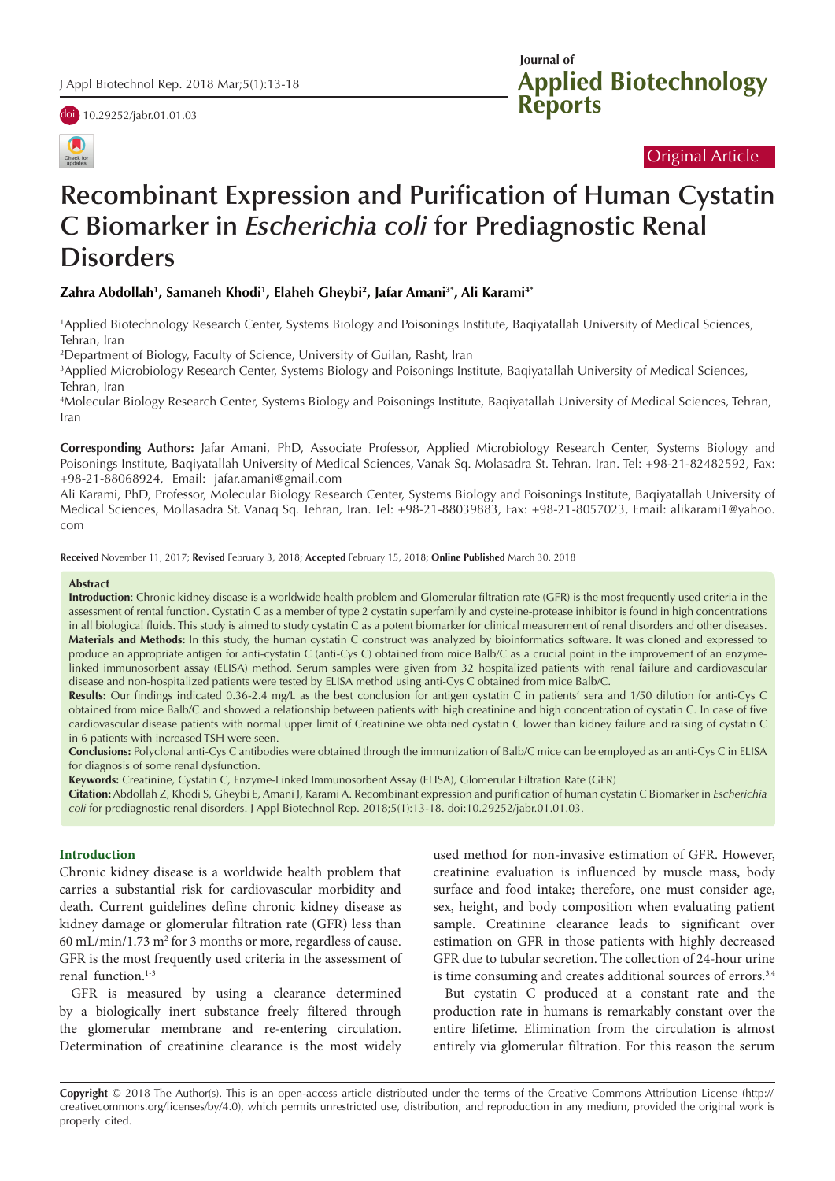Original Article

# Recombinant Expression and Purification of Human Cystatin C Biomarker in *Escherichia coli* for Prediagnostic Renal Disorders

**Zahra Abdollah[1], Samaneh Khodi[1], Elaheh Gheybi[2], Jafar Amani[3*], Ali Karami[4*]**

[1]Applied Biotechnology Research Center, Systems Biology and Poisonings Institute, Baqiyatallah University of Medical Sciences, Tehran, Iran

[2]Department of Biology, Faculty of Science, University of Guilan, Rasht, Iran

[3]Applied Microbiology Research Center, Systems Biology and Poisonings Institute, Baqiyatallah University of Medical Sciences, Tehran, Iran

[4]Molecular Biology Research Center, Systems Biology and Poisonings Institute, Baqiyatallah University of Medical Sciences, Tehran, Iran

**Corresponding Authors:** Jafar Amani, PhD, Associate Professor, Applied Microbiology Research Center, Systems Biology and Poisonings Institute, Baqiyatallah University of Medical Sciences, Vanak Sq. Molasadra St. Tehran, Iran. Tel: +98-21-82482592, Fax: +98-21-88068924, Email: jafar.amani@gmail.com

Ali Karami, PhD, Professor, Molecular Biology Research Center, Systems Biology and Poisonings Institute, Baqiyatallah University of Medical Sciences, Mollasadra St. Vanaq Sq. Tehran, Iran. Tel: +98-21-88039883, Fax: +98-21-8057023, Email: alikarami1@yahoo.com

**Received** November 11, 2017; **Revised** February 3, 2018; **Accepted** February 15, 2018; **Online Published** March 30, 2018

## Abstract

**Introduction**: Chronic kidney disease is a worldwide health problem and Glomerular filtration rate (GFR) is the most frequently used criteria in the assessment of rental function. Cystatin C as a member of type 2 cystatin superfamily and cysteine-protease inhibitor is found in high concentrations in all biological fluids. This study is aimed to study cystatin C as a potent biomarker for clinical measurement of renal disorders and other diseases.

**Materials and Methods:** In this study, the human cystatin C construct was analyzed by bioinformatics software. It was cloned and expressed to produce an appropriate antigen for anti-cystatin C (anti-Cys C) obtained from mice Balb/C as a crucial point in the improvement of an enzyme-linked immunosorbent assay (ELISA) method. Serum samples were given from 32 hospitalized patients with renal failure and cardiovascular disease and non-hospitalized patients were tested by ELISA method using anti-Cys C obtained from mice Balb/C.

**Results:** Our findings indicated 0.36-2.4 mg/L as the best conclusion for antigen cystatin C in patients' sera and 1/50 dilution for anti-Cys C obtained from mice Balb/C and showed a relationship between patients with high creatinine and high concentration of cystatin C. In case of five cardiovascular disease patients with normal upper limit of Creatinine we obtained cystatin C lower than kidney failure and raising of cystatin C in 6 patients with increased TSH were seen.

**Conclusions:** Polyclonal anti-Cys C antibodies were obtained through the immunization of Balb/C mice can be employed as an anti-Cys C in ELISA for diagnosis of some renal dysfunction.

**Keywords:** Creatinine, Cystatin C, Enzyme-Linked Immunosorbent Assay (ELISA), Glomerular Filtration Rate (GFR)

**Citation:** Abdollah Z, Khodi S, Gheybi E, Amani J, Karami A. Recombinant expression and purification of human cystatin C Biomarker in *Escherichia coli* for prediagnostic renal disorders. J Appl Biotechnol Rep. 2018;5(1):13-18. doi:10.29252/jabr.01.01.03.

## Introduction

Chronic kidney disease is a worldwide health problem that carries a substantial risk for cardiovascular morbidity and death. Current guidelines define chronic kidney disease as kidney damage or glomerular filtration rate (GFR) less than 60 mL/min/1.73 $m^2$ for 3 months or more, regardless of cause. GFR is the most frequently used criteria in the assessment of renal function.[1-3]

GFR is measured by using a clearance determined by a biologically inert substance freely filtered through the glomerular membrane and re-entering circulation. Determination of creatinine clearance is the most widely used method for non-invasive estimation of GFR. However, creatinine evaluation is influenced by muscle mass, body surface and food intake; therefore, one must consider age, sex, height, and body composition when evaluating patient sample. Creatinine clearance leads to significant over estimation on GFR in those patients with highly decreased GFR due to tubular secretion. The collection of 24-hour urine is time consuming and creates additional sources of errors.[3,4]

But cystatin C produced at a constant rate and the production rate in humans is remarkably constant over the entire lifetime. Elimination from the circulation is almost entirely via glomerular filtration. For this reason the serum

**Copyright** © 2018 The Author(s). This is an open-access article distributed under the terms of the Creative Commons Attribution License (http://creativecommons.org/licenses/by/4.0), which permits unrestricted use, distribution, and reproduction in any medium, provided the original work is properly cited.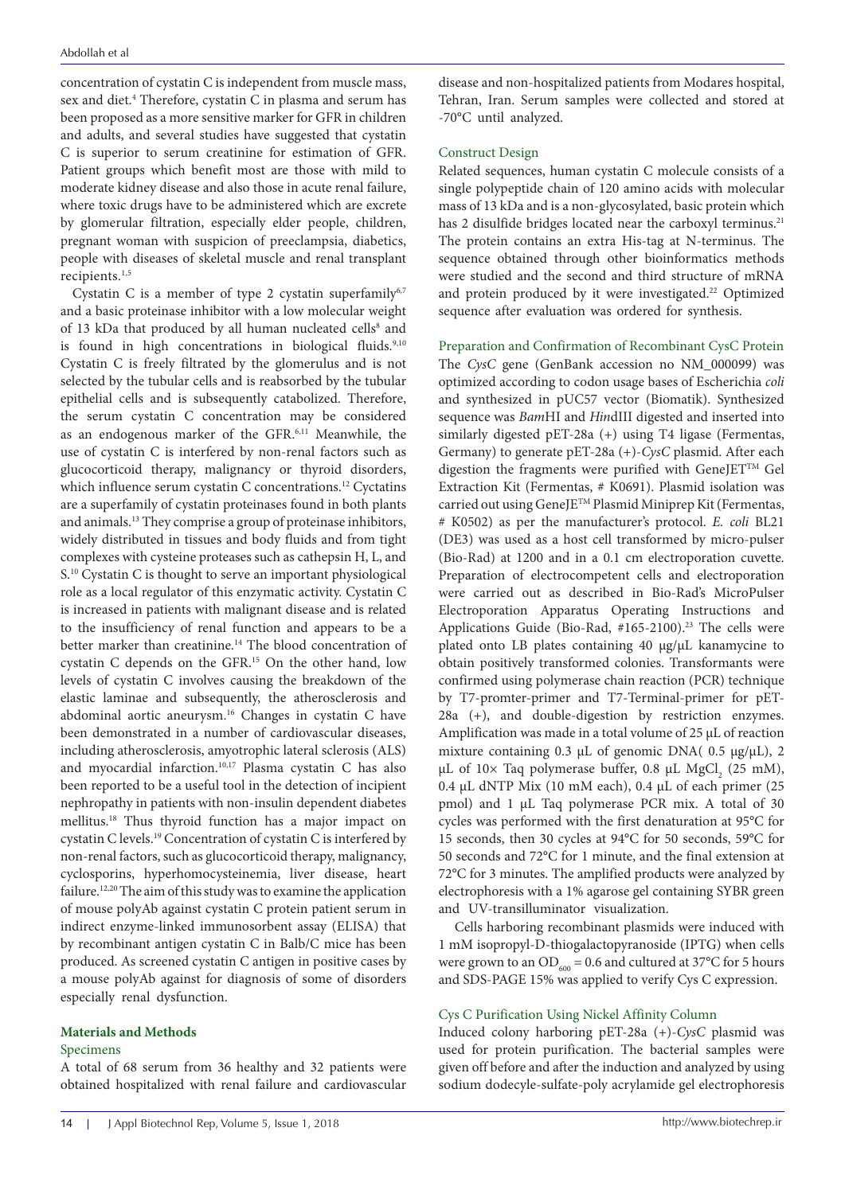concentration of cystatin C is independent from muscle mass, sex and diet.[4] Therefore, cystatin C in plasma and serum has been proposed as a more sensitive marker for GFR in children and adults, and several studies have suggested that cystatin C is superior to serum creatinine for estimation of GFR. Patient groups which benefit most are those with mild to moderate kidney disease and also those in acute renal failure, where toxic drugs have to be administered which are excrete by glomerular filtration, especially elder people, children, pregnant woman with suspicion of preeclampsia, diabetics, people with diseases of skeletal muscle and renal transplant recipients.[1,5]

Cystatin C is a member of type 2 cystatin superfamily[6,7] and a basic proteinase inhibitor with a low molecular weight of 13 kDa that produced by all human nucleated cells[8] and is found in high concentrations in biological fluids.[9,10] Cystatin C is freely filtrated by the glomerulus and is not selected by the tubular cells and is reabsorbed by the tubular epithelial cells and is subsequently catabolized. Therefore, the serum cystatin C concentration may be considered as an endogenous marker of the GFR.[6,11] Meanwhile, the use of cystatin C is interfered by non-renal factors such as glucocorticoid therapy, malignancy or thyroid disorders, which influence serum cystatin C concentrations.[12] Cyctatins are a superfamily of cystatin proteinases found in both plants and animals.[13] They comprise a group of proteinase inhibitors, widely distributed in tissues and body fluids and from tight complexes with cysteine proteases such as cathepsin H, L, and S.[10] Cystatin C is thought to serve an important physiological role as a local regulator of this enzymatic activity. Cystatin C is increased in patients with malignant disease and is related to the insufficiency of renal function and appears to be a better marker than creatinine.[14] The blood concentration of cystatin C depends on the GFR.[15] On the other hand, low levels of cystatin C involves causing the breakdown of the elastic laminae and subsequently, the atherosclerosis and abdominal aortic aneurysm.[16] Changes in cystatin C have been demonstrated in a number of cardiovascular diseases, including atherosclerosis, amyotrophic lateral sclerosis (ALS) and myocardial infarction.[10,17] Plasma cystatin C has also been reported to be a useful tool in the detection of incipient nephropathy in patients with non-insulin dependent diabetes mellitus.[18] Thus thyroid function has a major impact on cystatin C levels.[19] Concentration of cystatin C is interfered by non-renal factors, such as glucocorticoid therapy, malignancy, cyclosporins, hyperhomocysteinemia, liver disease, heart failure.[12,20] The aim of this study was to examine the application of mouse polyAb against cystatin C protein patient serum in indirect enzyme-linked immunosorbent assay (ELISA) that by recombinant antigen cystatin C in Balb/C mice has been produced. As screened cystatin C antigen in positive cases by a mouse polyAb against for diagnosis of some of disorders especially renal dysfunction.

## Materials and Methods

### Specimens

A total of 68 serum from 36 healthy and 32 patients were obtained hospitalized with renal failure and cardiovascular disease and non-hospitalized patients from Modares hospital, Tehran, Iran. Serum samples were collected and stored at -70°C until analyzed.

### Construct Design

Related sequences, human cystatin C molecule consists of a single polypeptide chain of 120 amino acids with molecular mass of 13 kDa and is a non-glycosylated, basic protein which has 2 disulfide bridges located near the carboxyl terminus.[21] The protein contains an extra His-tag at N-terminus. The sequence obtained through other bioinformatics methods were studied and the second and third structure of mRNA and protein produced by it were investigated.[22] Optimized sequence after evaluation was ordered for synthesis.

### Preparation and Confirmation of Recombinant CysC Protein

The *CysC* gene (GenBank accession no NM_000099) was optimized according to codon usage bases of Escherichia *coli* and synthesized in pUC57 vector (Biomatik). Synthesized sequence was *Bam*HI and *Hin*dIII digested and inserted into similarly digested pET-28a (+) using T4 ligase (Fermentas, Germany) to generate pET-28a (+)-*CysC* plasmid. After each digestion the fragments were purified with GeneJET™ Gel Extraction Kit (Fermentas, # K0691). Plasmid isolation was carried out using GeneJE™ Plasmid Miniprep Kit (Fermentas, # K0502) as per the manufacturer's protocol. *E. coli* BL21 (DE3) was used as a host cell transformed by micro-pulser (Bio-Rad) at 1200 and in a 0.1 cm electroporation cuvette. Preparation of electrocompetent cells and electroporation were carried out as described in Bio-Rad's MicroPulser Electroporation Apparatus Operating Instructions and Applications Guide (Bio-Rad, #165-2100).[23] The cells were plated onto LB plates containing 40 μg/μL kanamycine to obtain positively transformed colonies. Transformants were confirmed using polymerase chain reaction (PCR) technique by T7-promter-primer and T7-Terminal-primer for pET-28a (+), and double-digestion by restriction enzymes. Amplification was made in a total volume of 25 μL of reaction mixture containing 0.3 μL of genomic DNA( 0.5 μg/μL), 2 μL of 10× Taq polymerase buffer, 0.8 μL $MgCl_2$ (25 mM), 0.4 μL dNTP Mix (10 mM each), 0.4 μL of each primer (25 pmol) and 1 μL Taq polymerase PCR mix. A total of 30 cycles was performed with the first denaturation at 95°C for 15 seconds, then 30 cycles at 94°C for 50 seconds, 59°C for 50 seconds and 72°C for 1 minute, and the final extension at 72°C for 3 minutes. The amplified products were analyzed by electrophoresis with a 1% agarose gel containing SYBR green and UV-transilluminator visualization.

Cells harboring recombinant plasmids were induced with 1 mM isopropyl-D-thiogalactopyranoside (IPTG) when cells were grown to an $OD_{600}$ = 0.6 and cultured at 37°C for 5 hours and SDS-PAGE 15% was applied to verify Cys C expression.

### Cys C Purification Using Nickel Affinity Column

Induced colony harboring pET-28a (+)-*CysC* plasmid was used for protein purification. The bacterial samples were given off before and after the induction and analyzed by using sodium dodecyle-sulfate-poly acrylamide gel electrophoresis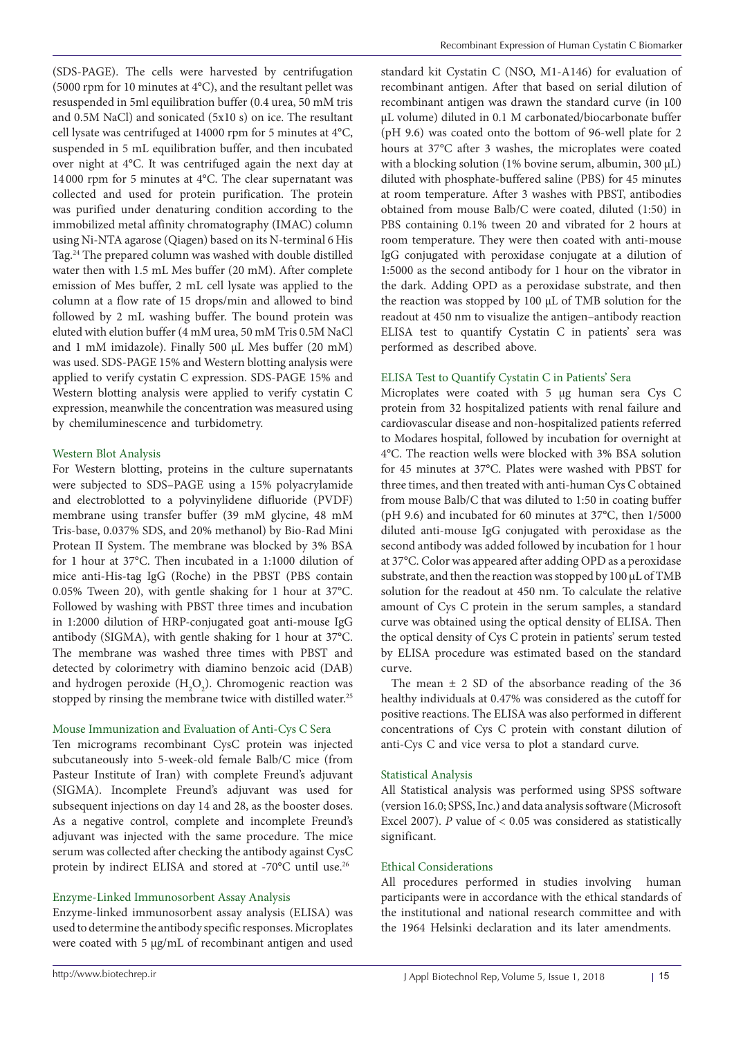(SDS-PAGE). The cells were harvested by centrifugation (5000 rpm for 10 minutes at 4°C), and the resultant pellet was resuspended in 5ml equilibration buffer (0.4 urea, 50 mM tris and 0.5M NaCl) and sonicated (5x10 s) on ice. The resultant cell lysate was centrifuged at 14000 rpm for 5 minutes at 4°C, suspended in 5 mL equilibration buffer, and then incubated over night at 4°C. It was centrifuged again the next day at 14 000 rpm for 5 minutes at 4°C. The clear supernatant was collected and used for protein purification. The protein was purified under denaturing condition according to the immobilized metal affinity chromatography (IMAC) column using Ni-NTA agarose (Qiagen) based on its N-terminal 6 His Tag.[24] The prepared column was washed with double distilled water then with 1.5 mL Mes buffer (20 mM). After complete emission of Mes buffer, 2 mL cell lysate was applied to the column at a flow rate of 15 drops/min and allowed to bind followed by 2 mL washing buffer. The bound protein was eluted with elution buffer (4 mM urea, 50 mM Tris 0.5M NaCl and 1 mM imidazole). Finally 500 µL Mes buffer (20 mM) was used. SDS-PAGE 15% and Western blotting analysis were applied to verify cystatin C expression. SDS-PAGE 15% and Western blotting analysis were applied to verify cystatin C expression, meanwhile the concentration was measured using by chemiluminescence and turbidometry.

## Western Blot Analysis

For Western blotting, proteins in the culture supernatants were subjected to SDS–PAGE using a 15% polyacrylamide and electroblotted to a polyvinylidene difluoride (PVDF) membrane using transfer buffer (39 mM glycine, 48 mM Tris-base, 0.037% SDS, and 20% methanol) by Bio-Rad Mini Protean II System. The membrane was blocked by 3% BSA for 1 hour at 37°C. Then incubated in a 1:1000 dilution of mice anti-His-tag IgG (Roche) in the PBST (PBS contain 0.05% Tween 20), with gentle shaking for 1 hour at 37°C. Followed by washing with PBST three times and incubation in 1:2000 dilution of HRP-conjugated goat anti-mouse IgG antibody (SIGMA), with gentle shaking for 1 hour at 37°C. The membrane was washed three times with PBST and detected by colorimetry with diamino benzoic acid (DAB) and hydrogen peroxide ($H_2O_2$). Chromogenic reaction was stopped by rinsing the membrane twice with distilled water.[25]

## Mouse Immunization and Evaluation of Anti-Cys C Sera

Ten micrograms recombinant CysC protein was injected subcutaneously into 5-week-old female Balb/C mice (from Pasteur Institute of Iran) with complete Freund's adjuvant (SIGMA). Incomplete Freund's adjuvant was used for subsequent injections on day 14 and 28, as the booster doses. As a negative control, complete and incomplete Freund's adjuvant was injected with the same procedure. The mice serum was collected after checking the antibody against CysC protein by indirect ELISA and stored at -70°C until use.[26]

## Enzyme-Linked Immunosorbent Assay Analysis

Enzyme-linked immunosorbent assay analysis (ELISA) was used to determine the antibody specific responses. Microplates were coated with 5 µg/mL of recombinant antigen and used standard kit Cystatin C (NSO, M1-A146) for evaluation of recombinant antigen. After that based on serial dilution of recombinant antigen was drawn the standard curve (in 100 µL volume) diluted in 0.1 M carbonated/biocarbonate buffer (pH 9.6) was coated onto the bottom of 96-well plate for 2 hours at 37°C after 3 washes, the microplates were coated with a blocking solution (1% bovine serum, albumin, 300 µL) diluted with phosphate-buffered saline (PBS) for 45 minutes at room temperature. After 3 washes with PBST, antibodies obtained from mouse Balb/C were coated, diluted (1:50) in PBS containing 0.1% tween 20 and vibrated for 2 hours at room temperature. They were then coated with anti-mouse IgG conjugated with peroxidase conjugate at a dilution of 1:5000 as the second antibody for 1 hour on the vibrator in the dark. Adding OPD as a peroxidase substrate, and then the reaction was stopped by 100 µL of TMB solution for the readout at 450 nm to visualize the antigen–antibody reaction ELISA test to quantify Cystatin C in patients' sera was performed as described above.

## ELISA Test to Quantify Cystatin C in Patients' Sera

Microplates were coated with 5 µg human sera Cys C protein from 32 hospitalized patients with renal failure and cardiovascular disease and non-hospitalized patients referred to Modares hospital, followed by incubation for overnight at 4°C. The reaction wells were blocked with 3% BSA solution for 45 minutes at 37°C. Plates were washed with PBST for three times, and then treated with anti-human Cys C obtained from mouse Balb/C that was diluted to 1:50 in coating buffer (pH 9.6) and incubated for 60 minutes at 37°C, then 1/5000 diluted anti-mouse IgG conjugated with peroxidase as the second antibody was added followed by incubation for 1 hour at 37°C. Color was appeared after adding OPD as a peroxidase substrate, and then the reaction was stopped by 100 µL of TMB solution for the readout at 450 nm. To calculate the relative amount of Cys C protein in the serum samples, a standard curve was obtained using the optical density of ELISA. Then the optical density of Cys C protein in patients' serum tested by ELISA procedure was estimated based on the standard curve.

The mean ± 2 SD of the absorbance reading of the 36 healthy individuals at 0.47% was considered as the cutoff for positive reactions. The ELISA was also performed in different concentrations of Cys C protein with constant dilution of anti-Cys C and vice versa to plot a standard curve.

## Statistical Analysis

All Statistical analysis was performed using SPSS software (version 16.0; SPSS, Inc.) and data analysis software (Microsoft Excel 2007). *P* value of $< 0.05$ was considered as statistically significant.

## Ethical Considerations

All procedures performed in studies involving human participants were in accordance with the ethical standards of the institutional and national research committee and with the 1964 Helsinki declaration and its later amendments.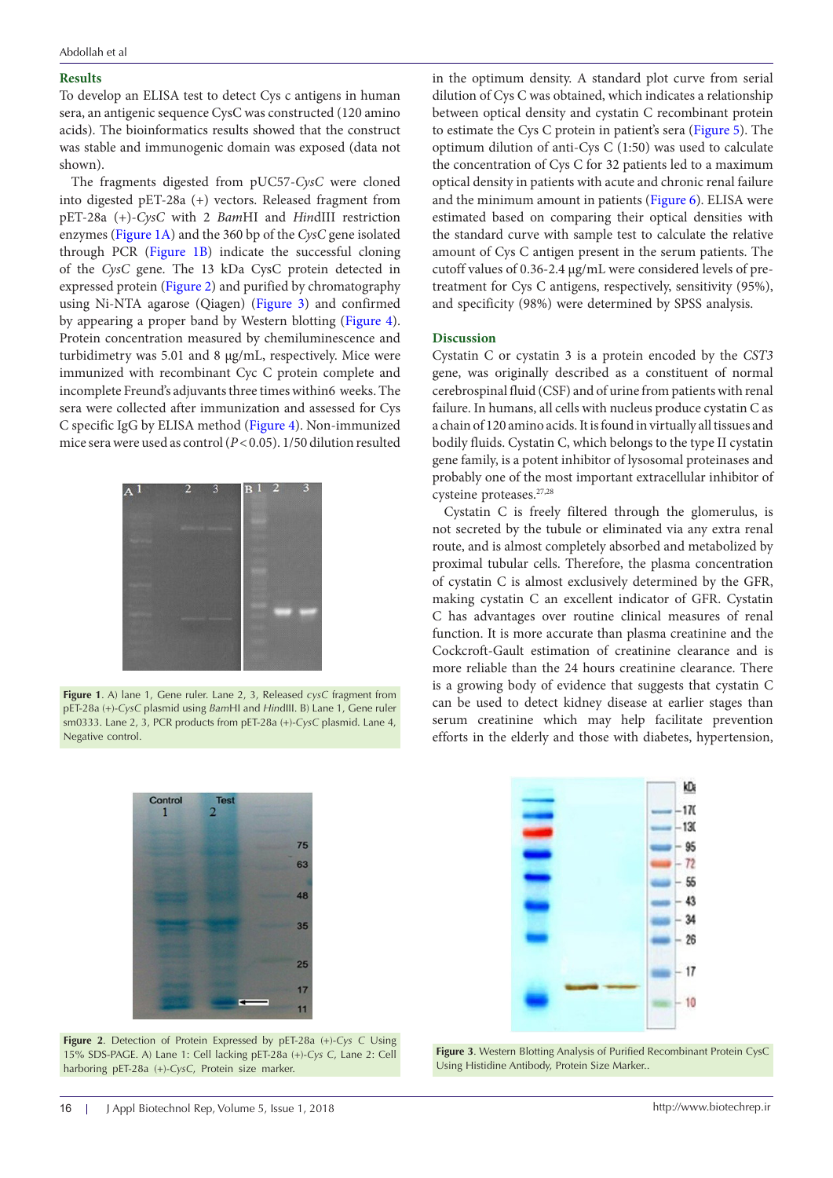## Results

To develop an ELISA test to detect Cys c antigens in human sera, an antigenic sequence CysC was constructed (120 amino acids). The bioinformatics results showed that the construct was stable and immunogenic domain was exposed (data not shown).

The fragments digested from pUC57-*CysC* were cloned into digested pET-28a (+) vectors. Released fragment from pET-28a (+)-*CysC* with 2 *Bam*HI and *Hin*dIII restriction enzymes (Figure 1A) and the 360 bp of the *CysC* gene isolated through PCR (Figure 1B) indicate the successful cloning of the *CysC* gene. The 13 kDa CysC protein detected in expressed protein (Figure 2) and purified by chromatography using Ni-NTA agarose (Qiagen) (Figure 3) and confirmed by appearing a proper band by Western blotting (Figure 4). Protein concentration measured by chemiluminescence and turbidimetry was 5.01 and 8 μg/mL, respectively. Mice were immunized with recombinant Cyc C protein complete and incomplete Freund's adjuvants three times within6 weeks. The sera were collected after immunization and assessed for Cys C specific IgG by ELISA method (Figure 4). Non-immunized mice sera were used as control ($P < 0.05$). 1/50 dilution resulted in the optimum density. A standard plot curve from serial dilution of Cys C was obtained, which indicates a relationship between optical density and cystatin C recombinant protein to estimate the Cys C protein in patient's sera (Figure 5). The optimum dilution of anti-Cys C (1:50) was used to calculate the concentration of Cys C for 32 patients led to a maximum optical density in patients with acute and chronic renal failure and the minimum amount in patients (Figure 6). ELISA were estimated based on comparing their optical densities with the standard curve with sample test to calculate the relative amount of Cys C antigen present in the serum patients. The cutoff values of 0.36-2.4 μg/mL were considered levels of pre-treatment for Cys C antigens, respectively, sensitivity (95%), and specificity (98%) were determined by SPSS analysis.

Figure 1. A) lane 1, Gene ruler. Lane 2, 3, Released *cysC* fragment from pET-28a (+)-*CysC* plasmid using *Bam*HI and *Hin*dIII. B) Lane 1, Gene ruler sm0333. Lane 2, 3, PCR products from pET-28a (+)-*CysC* plasmid. Lane 4, Negative control.

## Discussion

Cystatin C or cystatin 3 is a protein encoded by the *CST3* gene, was originally described as a constituent of normal cerebrospinal fluid (CSF) and of urine from patients with renal failure. In humans, all cells with nucleus produce cystatin C as a chain of 120 amino acids. It is found in virtually all tissues and bodily fluids. Cystatin C, which belongs to the type II cystatin gene family, is a potent inhibitor of lysosomal proteinases and probably one of the most important extracellular inhibitor of cysteine proteases.[27,28]

Cystatin C is freely filtered through the glomerulus, is not secreted by the tubule or eliminated via any extra renal route, and is almost completely absorbed and metabolized by proximal tubular cells. Therefore, the plasma concentration of cystatin C is almost exclusively determined by the GFR, making cystatin C an excellent indicator of GFR. Cystatin C has advantages over routine clinical measures of renal function. It is more accurate than plasma creatinine and the Cockcroft-Gault estimation of creatinine clearance and is more reliable than the 24 hours creatinine clearance. There is a growing body of evidence that suggests that cystatin C can be used to detect kidney disease at earlier stages than serum creatinine which may help facilitate prevention efforts in the elderly and those with diabetes, hypertension,

Figure 2. Detection of Protein Expressed by pET-28a (+)-*Cys C* Using 15% SDS-PAGE. A) Lane 1: Cell lacking pET-28a (+)-*Cys C*, Lane 2: Cell harboring pET-28a (+)-*CysC*, Protein size marker.

Figure 3. Western Blotting Analysis of Purified Recombinant Protein CysC Using Histidine Antibody, Protein Size Marker..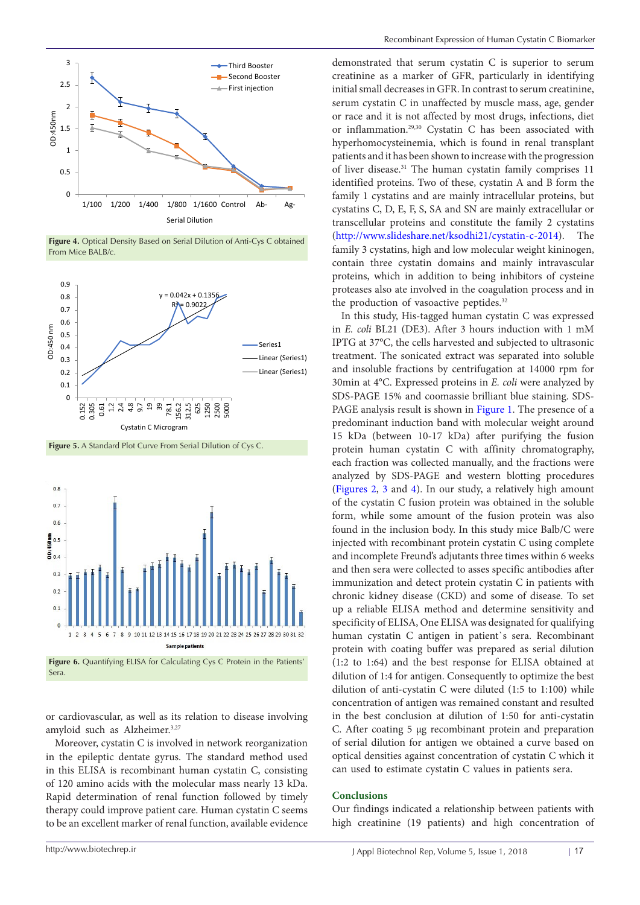**Figure 4.** Optical Density Based on Serial Dilution of Anti-Cys C obtained From Mice BALB/c.

**Figure 5.** A Standard Plot Curve From Serial Dilution of Cys C.

**Figure 6.** Quantifying ELISA for Calculating Cys C Protein in the Patients' Sera.

or cardiovascular, as well as its relation to disease involving amyloid such as Alzheimer.[3,27]

Moreover, cystatin C is involved in network reorganization in the epileptic dentate gyrus. The standard method used in this ELISA is recombinant human cystatin C, consisting of 120 amino acids with the molecular mass nearly 13 kDa. Rapid determination of renal function followed by timely therapy could improve patient care. Human cystatin C seems to be an excellent marker of renal function, available evidence demonstrated that serum cystatin C is superior to serum creatinine as a marker of GFR, particularly in identifying initial small decreases in GFR. In contrast to serum creatinine, serum cystatin C in unaffected by muscle mass, age, gender or race and it is not affected by most drugs, infections, diet or inflammation.[29,30] Cystatin C has been associated with hyperhomocysteinemia, which is found in renal transplant patients and it has been shown to increase with the progression of liver disease.[31] The human cystatin family comprises 11 identified proteins. Two of these, cystatin A and B form the family 1 cystatins and are mainly intracellular proteins, but cystatins C, D, E, F, S, SA and SN are mainly extracellular or transcellular proteins and constitute the family 2 cystatins (http://www.slideshare.net/ksodhi21/cystatin-c-2014). The family 3 cystatins, high and low molecular weight kininogen, contain three cystatin domains and mainly intravascular proteins, which in addition to being inhibitors of cysteine proteases also ate involved in the coagulation process and in the production of vasoactive peptides.[32]

In this study, His-tagged human cystatin C was expressed in *E. coli* BL21 (DE3). After 3 hours induction with 1 mM IPTG at 37°C, the cells harvested and subjected to ultrasonic treatment. The sonicated extract was separated into soluble and insoluble fractions by centrifugation at 14000 rpm for 30min at 4°C. Expressed proteins in *E. coli* were analyzed by SDS-PAGE 15% and coomassie brilliant blue staining. SDS-PAGE analysis result is shown in Figure 1. The presence of a predominant induction band with molecular weight around 15 kDa (between 10-17 kDa) after purifying the fusion protein human cystatin C with affinity chromatography, each fraction was collected manually, and the fractions were analyzed by SDS-PAGE and western blotting procedures (Figures 2, 3 and 4). In our study, a relatively high amount of the cystatin C fusion protein was obtained in the soluble form, while some amount of the fusion protein was also found in the inclusion body. In this study mice Balb/C were injected with recombinant protein cystatin C using complete and incomplete Freund's adjutants three times within 6 weeks and then sera were collected to asses specific antibodies after immunization and detect protein cystatin C in patients with chronic kidney disease (CKD) and some of disease. To set up a reliable ELISA method and determine sensitivity and specificity of ELISA, One ELISA was designated for qualifying human cystatin C antigen in patient`s sera. Recombinant protein with coating buffer was prepared as serial dilution (1:2 to 1:64) and the best response for ELISA obtained at dilution of 1:4 for antigen. Consequently to optimize the best dilution of anti-cystatin C were diluted (1:5 to 1:100) while concentration of antigen was remained constant and resulted in the best conclusion at dilution of 1:50 for anti-cystatin C. After coating 5 µg recombinant protein and preparation of serial dilution for antigen we obtained a curve based on optical densities against concentration of cystatin C which it can used to estimate cystatin C values in patients sera.

## Conclusions

Our findings indicated a relationship between patients with high creatinine (19 patients) and high concentration of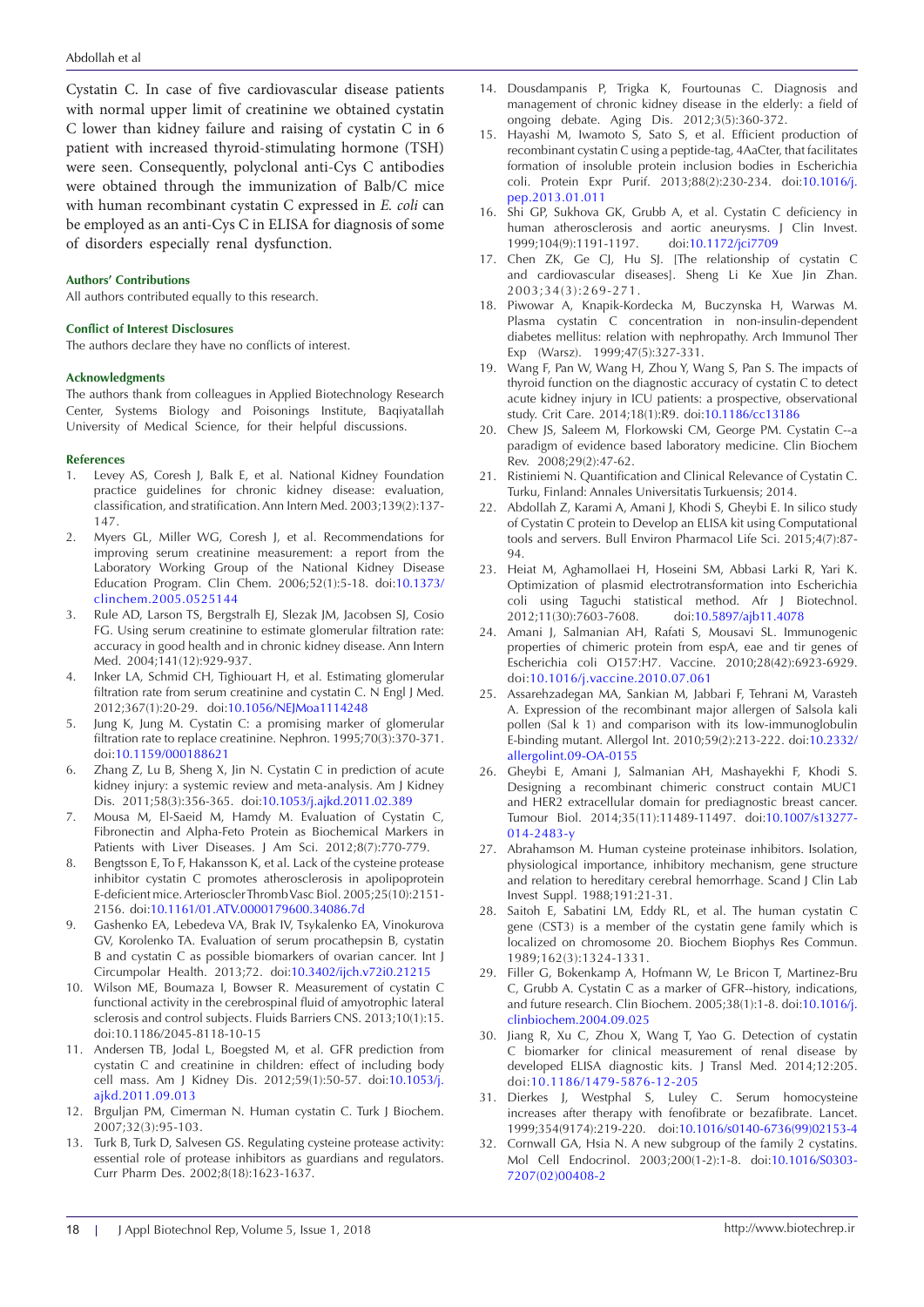Cystatin C. In case of five cardiovascular disease patients with normal upper limit of creatinine we obtained cystatin C lower than kidney failure and raising of cystatin C in 6 patient with increased thyroid-stimulating hormone (TSH) were seen. Consequently, polyclonal anti-Cys C antibodies were obtained through the immunization of Balb/C mice with human recombinant cystatin C expressed in *E. coli* can be employed as an anti-Cys C in ELISA for diagnosis of some of disorders especially renal dysfunction.

#### Authors' Contributions

All authors contributed equally to this research.

#### Conflict of Interest Disclosures

The authors declare they have no conflicts of interest.

#### Acknowledgments

The authors thank from colleagues in Applied Biotechnology Research Center, Systems Biology and Poisonings Institute, Baqiyatallah University of Medical Science, for their helpful discussions.

#### References

1. Levey AS, Coresh J, Balk E, et al. National Kidney Foundation practice guidelines for chronic kidney disease: evaluation, classification, and stratification. Ann Intern Med. 2003;139(2):137-147.
2. Myers GL, Miller WG, Coresh J, et al. Recommendations for improving serum creatinine measurement: a report from the Laboratory Working Group of the National Kidney Disease Education Program. Clin Chem. 2006;52(1):5-18. doi:10.1373/clinchem.2005.0525144
3. Rule AD, Larson TS, Bergstralh EJ, Slezak JM, Jacobsen SJ, Cosio FG. Using serum creatinine to estimate glomerular filtration rate: accuracy in good health and in chronic kidney disease. Ann Intern Med. 2004;141(12):929-937.
4. Inker LA, Schmid CH, Tighiouart H, et al. Estimating glomerular filtration rate from serum creatinine and cystatin C. N Engl J Med. 2012;367(1):20-29. doi:10.1056/NEJMoa1114248
5. Jung K, Jung M. Cystatin C: a promising marker of glomerular filtration rate to replace creatinine. Nephron. 1995;70(3):370-371. doi:10.1159/000188621
6. Zhang Z, Lu B, Sheng X, Jin N. Cystatin C in prediction of acute kidney injury: a systemic review and meta-analysis. Am J Kidney Dis. 2011;58(3):356-365. doi:10.1053/j.ajkd.2011.02.389
7. Mousa M, El-Saeid M, Hamdy M. Evaluation of Cystatin C, Fibronectin and Alpha-Feto Protein as Biochemical Markers in Patients with Liver Diseases. J Am Sci. 2012;8(7):770-779.
8. Bengtsson E, To F, Hakansson K, et al. Lack of the cysteine protease inhibitor cystatin C promotes atherosclerosis in apolipoprotein E-deficient mice. Arterioscler Thromb Vasc Biol. 2005;25(10):2151-2156. doi:10.1161/01.ATV.0000179600.34086.7d
9. Gashenko EA, Lebedeva VA, Brak IV, Tsykalenko EA, Vinokurova GV, Korolenko TA. Evaluation of serum procathepsin B, cystatin B and cystatin C as possible biomarkers of ovarian cancer. Int J Circumpolar Health. 2013;72. doi:10.3402/ijch.v72i0.21215
10. Wilson ME, Boumaza I, Bowser R. Measurement of cystatin C functional activity in the cerebrospinal fluid of amyotrophic lateral sclerosis and control subjects. Fluids Barriers CNS. 2013;10(1):15. doi:10.1186/2045-8118-10-15
11. Andersen TB, Jodal L, Boegsted M, et al. GFR prediction from cystatin C and creatinine in children: effect of including body cell mass. Am J Kidney Dis. 2012;59(1):50-57. doi:10.1053/j.ajkd.2011.09.013
12. Brguljan PM, Cimerman N. Human cystatin C. Turk J Biochem. 2007;32(3):95-103.
13. Turk B, Turk D, Salvesen GS. Regulating cysteine protease activity: essential role of protease inhibitors as guardians and regulators. Curr Pharm Des. 2002;8(18):1623-1637.
14. Dousdampanis P, Trigka K, Fourtounas C. Diagnosis and management of chronic kidney disease in the elderly: a field of ongoing debate. Aging Dis. 2012;3(5):360-372.
15. Hayashi M, Iwamoto S, Sato S, et al. Efficient production of recombinant cystatin C using a peptide-tag, 4AaCter, that facilitates formation of insoluble protein inclusion bodies in Escherichia coli. Protein Expr Purif. 2013;88(2):230-234. doi:10.1016/j.pep.2013.01.011
16. Shi GP, Sukhova GK, Grubb A, et al. Cystatin C deficiency in human atherosclerosis and aortic aneurysms. J Clin Invest. 1999;104(9):1191-1197. doi:10.1172/jci7709
17. Chen ZK, Ge CJ, Hu SJ. [The relationship of cystatin C and cardiovascular diseases]. Sheng Li Ke Xue Jin Zhan. 2003;34(3):269-271.
18. Piwowar A, Knapik-Kordecka M, Buczynska H, Warwas M. Plasma cystatin C concentration in non-insulin-dependent diabetes mellitus: relation with nephropathy. Arch Immunol Ther Exp (Warsz). 1999;47(5):327-331.
19. Wang F, Pan W, Wang H, Zhou Y, Wang S, Pan S. The impacts of thyroid function on the diagnostic accuracy of cystatin C to detect acute kidney injury in ICU patients: a prospective, observational study. Crit Care. 2014;18(1):R9. doi:10.1186/cc13186
20. Chew JS, Saleem M, Florkowski CM, George PM. Cystatin C--a paradigm of evidence based laboratory medicine. Clin Biochem Rev. 2008;29(2):47-62.
21. Ristiniemi N. Quantification and Clinical Relevance of Cystatin C. Turku, Finland: Annales Universitatis Turkuensis; 2014.
22. Abdollah Z, Karami A, Amani J, Khodi S, Gheybi E. In silico study of Cystatin C protein to Develop an ELISA kit using Computational tools and servers. Bull Environ Pharmacol Life Sci. 2015;4(7):87-94.
23. Heiat M, Aghamollaei H, Hoseini SM, Abbasi Larki R, Yari K. Optimization of plasmid electrotransformation into Escherichia coli using Taguchi statistical method. Afr J Biotechnol. 2012;11(30):7603-7608. doi:10.5897/ajb11.4078
24. Amani J, Salmanian AH, Rafati S, Mousavi SL. Immunogenic properties of chimeric protein from espA, eae and tir genes of Escherichia coli O157:H7. Vaccine. 2010;28(42):6923-6929. doi:10.1016/j.vaccine.2010.07.061
25. Assarehzadegan MA, Sankian M, Jabbari F, Tehrani M, Varasteh A. Expression of the recombinant major allergen of Salsola kali pollen (Sal k 1) and comparison with its low-immunoglobulin E-binding mutant. Allergol Int. 2010;59(2):213-222. doi:10.2332/allergolint.09-OA-0155
26. Gheybi E, Amani J, Salmanian AH, Mashayekhi F, Khodi S. Designing a recombinant chimeric construct contain MUC1 and HER2 extracellular domain for prediagnostic breast cancer. Tumour Biol. 2014;35(11):11489-11497. doi:10.1007/s13277-014-2483-y
27. Abrahamson M. Human cysteine proteinase inhibitors. Isolation, physiological importance, inhibitory mechanism, gene structure and relation to hereditary cerebral hemorrhage. Scand J Clin Lab Invest Suppl. 1988;191:21-31.
28. Saitoh E, Sabatini LM, Eddy RL, et al. The human cystatin C gene (CST3) is a member of the cystatin gene family which is localized on chromosome 20. Biochem Biophys Res Commun. 1989;162(3):1324-1331.
29. Filler G, Bokenkamp A, Hofmann W, Le Bricon T, Martinez-Bru C, Grubb A. Cystatin C as a marker of GFR--history, indications, and future research. Clin Biochem. 2005;38(1):1-8. doi:10.1016/j.clinbiochem.2004.09.025
30. Jiang R, Xu C, Zhou X, Wang T, Yao G. Detection of cystatin C biomarker for clinical measurement of renal disease by developed ELISA diagnostic kits. J Transl Med. 2014;12:205. doi:10.1186/1479-5876-12-205
31. Dierkes J, Westphal S, Luley C. Serum homocysteine increases after therapy with fenofibrate or bezafibrate. Lancet. 1999;354(9174):219-220. doi:10.1016/s0140-6736(99)02153-4
32. Cornwall GA, Hsia N. A new subgroup of the family 2 cystatins. Mol Cell Endocrinol. 2003;200(1-2):1-8. doi:10.1016/S0303-7207(02)00408-2